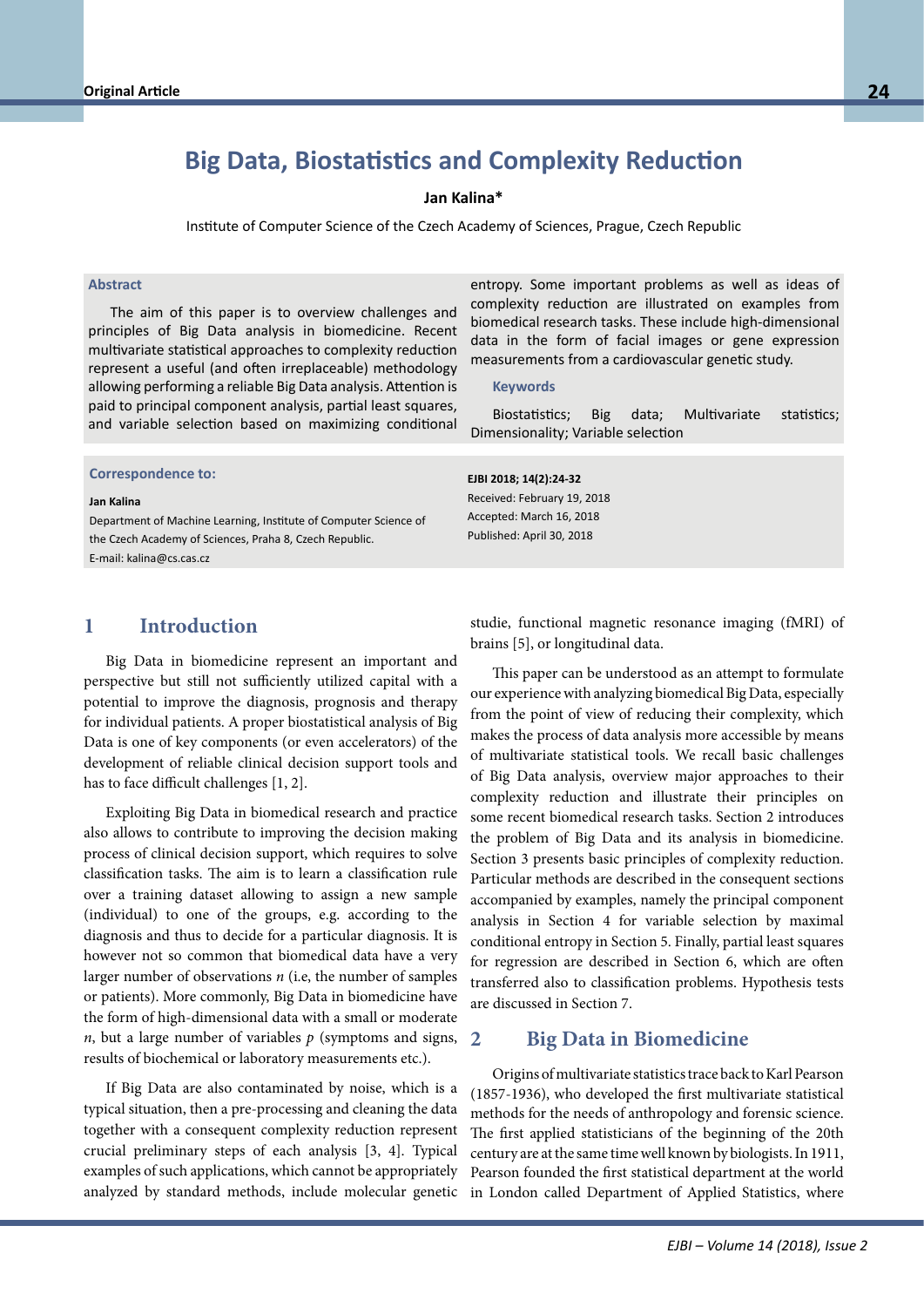# Big Data, Biostatistics and Complexity Reduction

**Jan Kalina***

Institute of Computer Science of the Czech Academy of Sciences, Prague, Czech Republic

### Abstract

The aim of this paper is to overview challenges and principles of Big Data analysis in biomedicine. Recent multivariate statistical approaches to complexity reduction represent a useful (and often irreplaceable) methodology allowing performing a reliable Big Data analysis. Attention is paid to principal component analysis, partial least squares, and variable selection based on maximizing conditional entropy. Some important problems as well as ideas of complexity reduction are illustrated on examples from biomedical research tasks. These include high-dimensional data in the form of facial images or gene expression measurements from a cardiovascular genetic study.

### Keywords

Biostatistics; Big data; Multivariate statistics; Dimensionality; Variable selection

### Correspondence to:

**Jan Kalina**
Department of Machine Learning, Institute of Computer Science of the Czech Academy of Sciences, Praha 8, Czech Republic.
E-mail: kalina@cs.cas.cz

**EJBI 2018; 14(2):24-32**
Received: February 19, 2018
Accepted: March 16, 2018
Published: April 30, 2018

## 1 Introduction

Big Data in biomedicine represent an important and perspective but still not sufficiently utilized capital with a potential to improve the diagnosis, prognosis and therapy for individual patients. A proper biostatistical analysis of Big Data is one of key components (or even accelerators) of the development of reliable clinical decision support tools and has to face difficult challenges [1, 2].

Exploiting Big Data in biomedical research and practice also allows to contribute to improving the decision making process of clinical decision support, which requires to solve classification tasks. The aim is to learn a classification rule over a training dataset allowing to assign a new sample (individual) to one of the groups, e.g. according to the diagnosis and thus to decide for a particular diagnosis. It is however not so common that biomedical data have a very larger number of observations $n$ (i.e, the number of samples or patients). More commonly, Big Data in biomedicine have the form of high-dimensional data with a small or moderate $n$, but a large number of variables $p$ (symptoms and signs, results of biochemical or laboratory measurements etc.).

If Big Data are also contaminated by noise, which is a typical situation, then a pre-processing and cleaning the data together with a consequent complexity reduction represent crucial preliminary steps of each analysis [3, 4]. Typical examples of such applications, which cannot be appropriately analyzed by standard methods, include molecular genetic studie, functional magnetic resonance imaging (fMRI) of brains [5], or longitudinal data.

This paper can be understood as an attempt to formulate our experience with analyzing biomedical Big Data, especially from the point of view of reducing their complexity, which makes the process of data analysis more accessible by means of multivariate statistical tools. We recall basic challenges of Big Data analysis, overview major approaches to their complexity reduction and illustrate their principles on some recent biomedical research tasks. Section 2 introduces the problem of Big Data and its analysis in biomedicine. Section 3 presents basic principles of complexity reduction. Particular methods are described in the consequent sections accompanied by examples, namely the principal component analysis in Section 4 for variable selection by maximal conditional entropy in Section 5. Finally, partial least squares for regression are described in Section 6, which are often transferred also to classification problems. Hypothesis tests are discussed in Section 7.

## 2 Big Data in Biomedicine

Origins of multivariate statistics trace back to Karl Pearson (1857-1936), who developed the first multivariate statistical methods for the needs of anthropology and forensic science. The first applied statisticians of the beginning of the 20th century are at the same time well known by biologists. In 1911, Pearson founded the first statistical department at the world in London called Department of Applied Statistics, where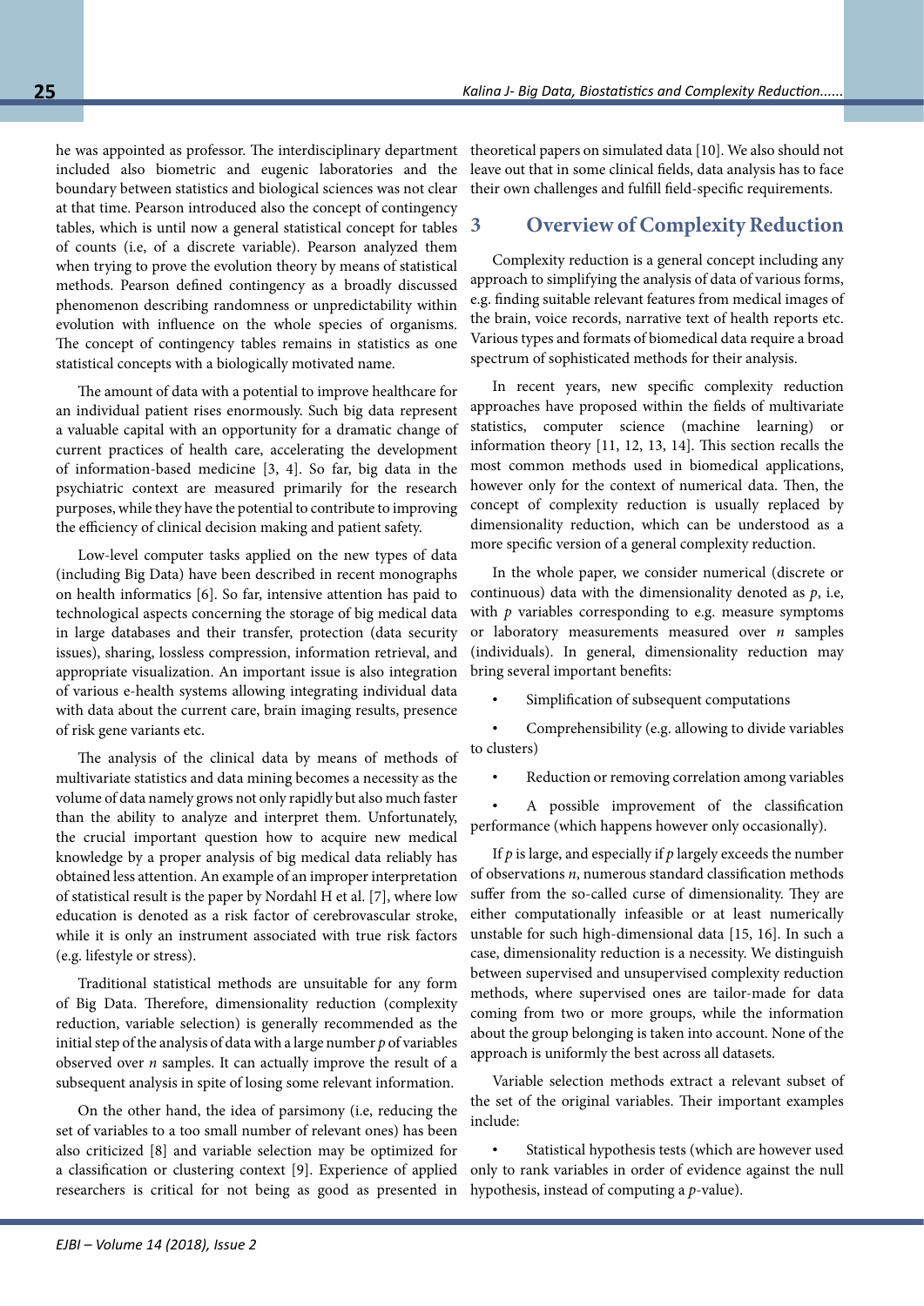he was appointed as professor. The interdisciplinary department included also biometric and eugenic laboratories and the boundary between statistics and biological sciences was not clear at that time. Pearson introduced also the concept of contingency tables, which is until now a general statistical concept for tables of counts (i.e, of a discrete variable). Pearson analyzed them when trying to prove the evolution theory by means of statistical methods. Pearson defined contingency as a broadly discussed phenomenon describing randomness or unpredictability within evolution with influence on the whole species of organisms. The concept of contingency tables remains in statistics as one statistical concepts with a biologically motivated name.

The amount of data with a potential to improve healthcare for an individual patient rises enormously. Such big data represent a valuable capital with an opportunity for a dramatic change of current practices of health care, accelerating the development of information-based medicine [3, 4]. So far, big data in the psychiatric context are measured primarily for the research purposes, while they have the potential to contribute to improving the efficiency of clinical decision making and patient safety.

Low-level computer tasks applied on the new types of data (including Big Data) have been described in recent monographs on health informatics [6]. So far, intensive attention has paid to technological aspects concerning the storage of big medical data in large databases and their transfer, protection (data security issues), sharing, lossless compression, information retrieval, and appropriate visualization. An important issue is also integration of various e-health systems allowing integrating individual data with data about the current care, brain imaging results, presence of risk gene variants etc.

The analysis of the clinical data by means of methods of multivariate statistics and data mining becomes a necessity as the volume of data namely grows not only rapidly but also much faster than the ability to analyze and interpret them. Unfortunately, the crucial important question how to acquire new medical knowledge by a proper analysis of big medical data reliably has obtained less attention. An example of an improper interpretation of statistical result is the paper by Nordahl H et al. [7], where low education is denoted as a risk factor of cerebrovascular stroke, while it is only an instrument associated with true risk factors (e.g. lifestyle or stress).

Traditional statistical methods are unsuitable for any form of Big Data. Therefore, dimensionality reduction (complexity reduction, variable selection) is generally recommended as the initial step of the analysis of data with a large number $p$ of variables observed over $n$ samples. It can actually improve the result of a subsequent analysis in spite of losing some relevant information.

On the other hand, the idea of parsimony (i.e, reducing the set of variables to a too small number of relevant ones) has been also criticized [8] and variable selection may be optimized for a classification or clustering context [9]. Experience of applied researchers is critical for not being as good as presented in theoretical papers on simulated data [10]. We also should not leave out that in some clinical fields, data analysis has to face their own challenges and fulfill field-specific requirements.

## 3 Overview of Complexity Reduction

Complexity reduction is a general concept including any approach to simplifying the analysis of data of various forms, e.g. finding suitable relevant features from medical images of the brain, voice records, narrative text of health reports etc. Various types and formats of biomedical data require a broad spectrum of sophisticated methods for their analysis.

In recent years, new specific complexity reduction approaches have proposed within the fields of multivariate statistics, computer science (machine learning) or information theory [11, 12, 13, 14]. This section recalls the most common methods used in biomedical applications, however only for the context of numerical data. Then, the concept of complexity reduction is usually replaced by dimensionality reduction, which can be understood as a more specific version of a general complexity reduction.

In the whole paper, we consider numerical (discrete or continuous) data with the dimensionality denoted as $p$, i.e, with $p$ variables corresponding to e.g. measure symptoms or laboratory measurements measured over $n$ samples (individuals). In general, dimensionality reduction may bring several important benefits:

- Simplification of subsequent computations
- Comprehensibility (e.g. allowing to divide variables to clusters)
- Reduction or removing correlation among variables
- A possible improvement of the classification performance (which happens however only occasionally).

If $p$ is large, and especially if $p$ largely exceeds the number of observations $n$, numerous standard classification methods suffer from the so-called curse of dimensionality. They are either computationally infeasible or at least numerically unstable for such high-dimensional data [15, 16]. In such a case, dimensionality reduction is a necessity. We distinguish between supervised and unsupervised complexity reduction methods, where supervised ones are tailor-made for data coming from two or more groups, while the information about the group belonging is taken into account. None of the approach is uniformly the best across all datasets.

Variable selection methods extract a relevant subset of the set of the original variables. Their important examples include:

- Statistical hypothesis tests (which are however used only to rank variables in order of evidence against the null hypothesis, instead of computing a $p$-value).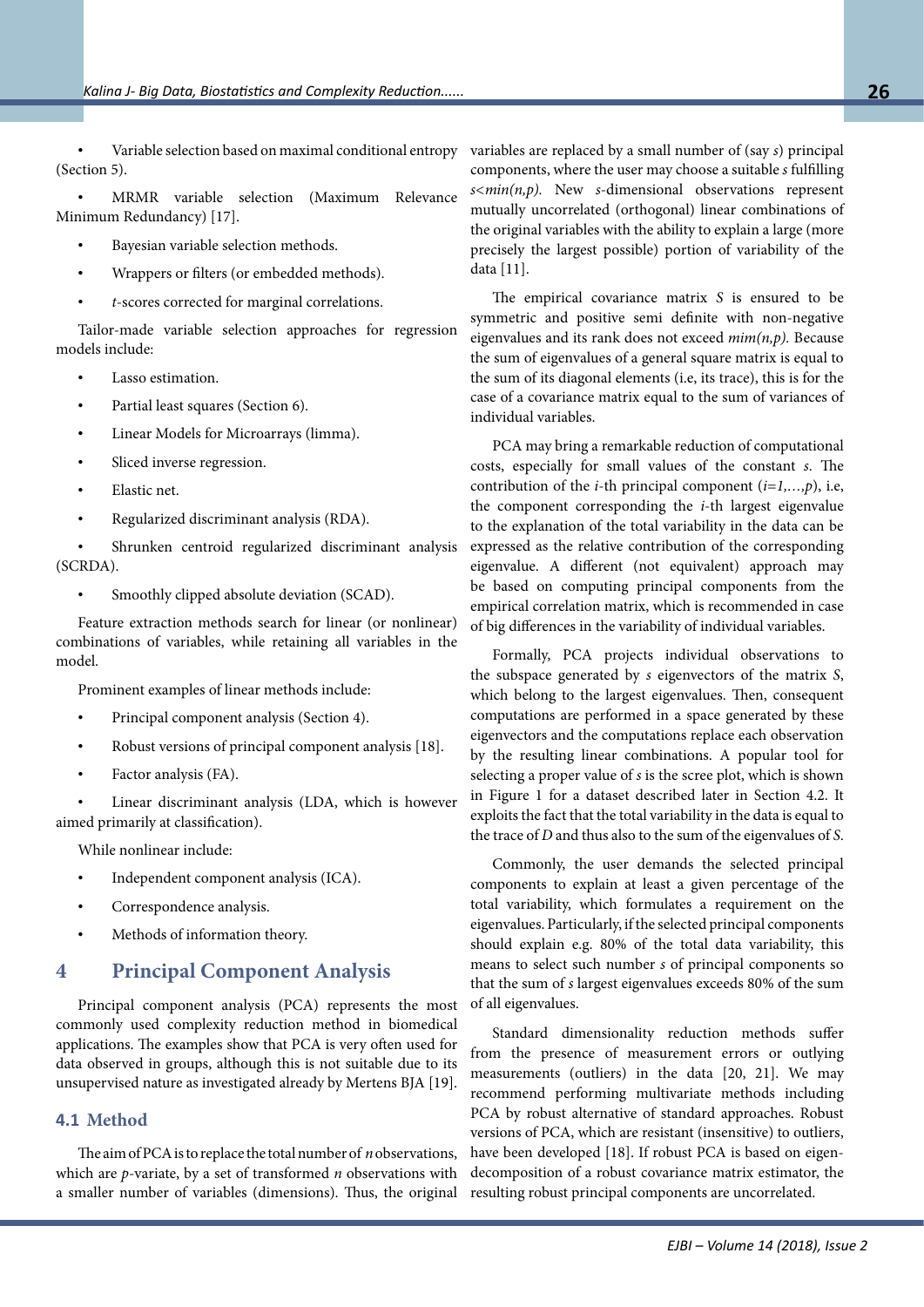- Variable selection based on maximal conditional entropy (Section 5).
- MRMR variable selection (Maximum Relevance Minimum Redundancy) [17].
- Bayesian variable selection methods.
- Wrappers or filters (or embedded methods).
- *t*-scores corrected for marginal correlations.

Tailor-made variable selection approaches for regression models include:

- Lasso estimation.
- Partial least squares (Section 6).
- Linear Models for Microarrays (limma).
- Sliced inverse regression.
- Elastic net.
- Regularized discriminant analysis (RDA).
- Shrunken centroid regularized discriminant analysis (SCRDA).
- Smoothly clipped absolute deviation (SCAD).

Feature extraction methods search for linear (or nonlinear) combinations of variables, while retaining all variables in the model.

Prominent examples of linear methods include:

- Principal component analysis (Section 4).
- Robust versions of principal component analysis [18].
- Factor analysis (FA).
- Linear discriminant analysis (LDA, which is however aimed primarily at classification).

While nonlinear include:

- Independent component analysis (ICA).
- Correspondence analysis.
- Methods of information theory.

# 4 Principal Component Analysis

Principal component analysis (PCA) represents the most commonly used complexity reduction method in biomedical applications. The examples show that PCA is very often used for data observed in groups, although this is not suitable due to its unsupervised nature as investigated already by Mertens BJA [19].

## 4.1 Method

The aim of PCA is to replace the total number of $n$ observations, which are $p$-variate, by a set of transformed $n$ observations with a smaller number of variables (dimensions). Thus, the original variables are replaced by a small number of (say $s$) principal components, where the user may choose a suitable $s$ fulfilling $s<min(n,p)$. New $s$-dimensional observations represent mutually uncorrelated (orthogonal) linear combinations of the original variables with the ability to explain a large (more precisely the largest possible) portion of variability of the data [11].

The empirical covariance matrix $S$ is ensured to be symmetric and positive semi definite with non-negative eigenvalues and its rank does not exceed $mim(n,p)$. Because the sum of eigenvalues of a general square matrix is equal to the sum of its diagonal elements (i.e, its trace), this is for the case of a covariance matrix equal to the sum of variances of individual variables.

PCA may bring a remarkable reduction of computational costs, especially for small values of the constant $s$. The contribution of the $i$-th principal component ($i=1,\ldots,p$), i.e, the component corresponding the $i$-th largest eigenvalue to the explanation of the total variability in the data can be expressed as the relative contribution of the corresponding eigenvalue. A different (not equivalent) approach may be based on computing principal components from the empirical correlation matrix, which is recommended in case of big differences in the variability of individual variables.

Formally, PCA projects individual observations to the subspace generated by $s$ eigenvectors of the matrix $S$, which belong to the largest eigenvalues. Then, consequent computations are performed in a space generated by these eigenvectors and the computations replace each observation by the resulting linear combinations. A popular tool for selecting a proper value of $s$ is the scree plot, which is shown in Figure 1 for a dataset described later in Section 4.2. It exploits the fact that the total variability in the data is equal to the trace of $D$ and thus also to the sum of the eigenvalues of $S$.

Commonly, the user demands the selected principal components to explain at least a given percentage of the total variability, which formulates a requirement on the eigenvalues. Particularly, if the selected principal components should explain e.g. 80% of the total data variability, this means to select such number $s$ of principal components so that the sum of $s$ largest eigenvalues exceeds 80% of the sum of all eigenvalues.

Standard dimensionality reduction methods suffer from the presence of measurement errors or outlying measurements (outliers) in the data [20, 21]. We may recommend performing multivariate methods including PCA by robust alternative of standard approaches. Robust versions of PCA, which are resistant (insensitive) to outliers, have been developed [18]. If robust PCA is based on eigen-decomposition of a robust covariance matrix estimator, the resulting robust principal components are uncorrelated.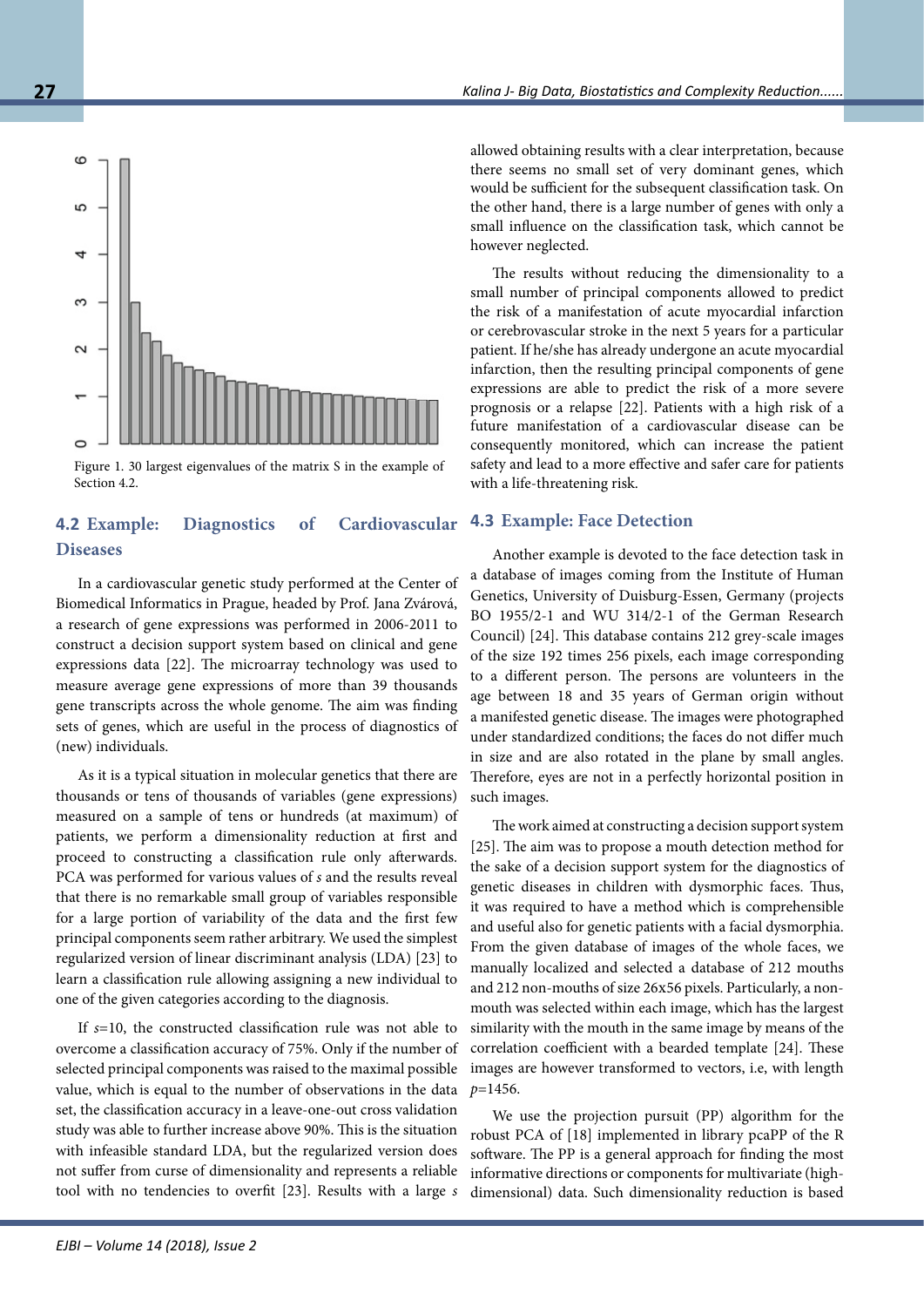Figure 1. 30 largest eigenvalues of the matrix S in the example of Section 4.2.

### 4.2 Example: Diagnostics of Cardiovascular Diseases

In a cardiovascular genetic study performed at the Center of Biomedical Informatics in Prague, headed by Prof. Jana Zvárová, a research of gene expressions was performed in 2006-2011 to construct a decision support system based on clinical and gene expressions data [22]. The microarray technology was used to measure average gene expressions of more than 39 thousands gene transcripts across the whole genome. The aim was finding sets of genes, which are useful in the process of diagnostics of (new) individuals.

As it is a typical situation in molecular genetics that there are thousands or tens of thousands of variables (gene expressions) measured on a sample of tens or hundreds (at maximum) of patients, we perform a dimensionality reduction at first and proceed to constructing a classification rule only afterwards. PCA was performed for various values of *s* and the results reveal that there is no remarkable small group of variables responsible for a large portion of variability of the data and the first few principal components seem rather arbitrary. We used the simplest regularized version of linear discriminant analysis (LDA) [23] to learn a classification rule allowing assigning a new individual to one of the given categories according to the diagnosis.

If $s$=10, the constructed classification rule was not able to overcome a classification accuracy of 75%. Only if the number of selected principal components was raised to the maximal possible value, which is equal to the number of observations in the data set, the classification accuracy in a leave-one-out cross validation study was able to further increase above 90%. This is the situation with infeasible standard LDA, but the regularized version does not suffer from curse of dimensionality and represents a reliable tool with no tendencies to overfit [23]. Results with a large *s* allowed obtaining results with a clear interpretation, because there seems no small set of very dominant genes, which would be sufficient for the subsequent classification task. On the other hand, there is a large number of genes with only a small influence on the classification task, which cannot be however neglected.

The results without reducing the dimensionality to a small number of principal components allowed to predict the risk of a manifestation of acute myocardial infarction or cerebrovascular stroke in the next 5 years for a particular patient. If he/she has already undergone an acute myocardial infarction, then the resulting principal components of gene expressions are able to predict the risk of a more severe prognosis or a relapse [22]. Patients with a high risk of a future manifestation of a cardiovascular disease can be consequently monitored, which can increase the patient safety and lead to a more effective and safer care for patients with a life-threatening risk.

### 4.3 Example: Face Detection

Another example is devoted to the face detection task in a database of images coming from the Institute of Human Genetics, University of Duisburg-Essen, Germany (projects BO 1955/2-1 and WU 314/2-1 of the German Research Council) [24]. This database contains 212 grey-scale images of the size 192 times 256 pixels, each image corresponding to a different person. The persons are volunteers in the age between 18 and 35 years of German origin without a manifested genetic disease. The images were photographed under standardized conditions; the faces do not differ much in size and are also rotated in the plane by small angles. Therefore, eyes are not in a perfectly horizontal position in such images.

The work aimed at constructing a decision support system [25]. The aim was to propose a mouth detection method for the sake of a decision support system for the diagnostics of genetic diseases in children with dysmorphic faces. Thus, it was required to have a method which is comprehensible and useful also for genetic patients with a facial dysmorphia. From the given database of images of the whole faces, we manually localized and selected a database of 212 mouths and 212 non-mouths of size 26x56 pixels. Particularly, a non-mouth was selected within each image, which has the largest similarity with the mouth in the same image by means of the correlation coefficient with a bearded template [24]. These images are however transformed to vectors, i.e, with length $p$=1456.

We use the projection pursuit (PP) algorithm for the robust PCA of [18] implemented in library pcaPP of the R software. The PP is a general approach for finding the most informative directions or components for multivariate (high-dimensional) data. Such dimensionality reduction is based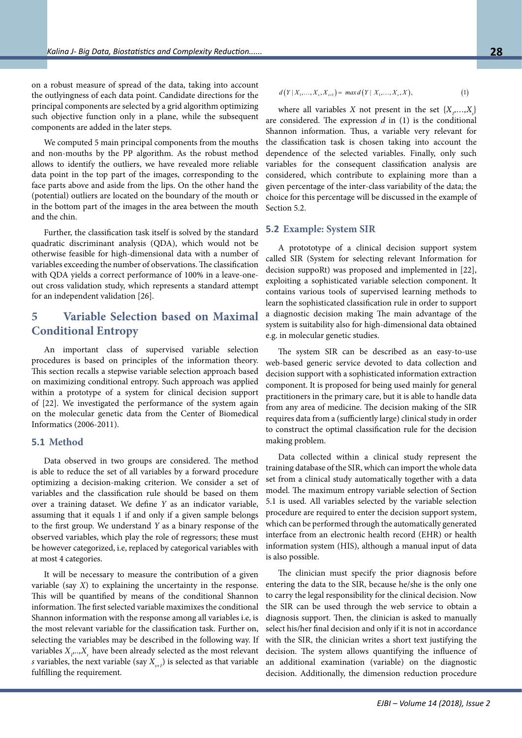on a robust measure of spread of the data, taking into account the outlyingness of each data point. Candidate directions for the principal components are selected by a grid algorithm optimizing such objective function only in a plane, while the subsequent components are added in the later steps.

We computed 5 main principal components from the mouths and non-mouths by the PP algorithm. As the robust method allows to identify the outliers, we have revealed more reliable data point in the top part of the images, corresponding to the face parts above and aside from the lips. On the other hand the (potential) outliers are located on the boundary of the mouth or in the bottom part of the images in the area between the mouth and the chin.

Further, the classification task itself is solved by the standard quadratic discriminant analysis (QDA), which would not be otherwise feasible for high-dimensional data with a number of variables exceeding the number of observations. The classification with QDA yields a correct performance of 100% in a leave-one-out cross validation study, which represents a standard attempt for an independent validation [26].

# 5 Variable Selection based on Maximal Conditional Entropy

An important class of supervised variable selection procedures is based on principles of the information theory. This section recalls a stepwise variable selection approach based on maximizing conditional entropy. Such approach was applied within a prototype of a system for clinical decision support of [22]. We investigated the performance of the system again on the molecular genetic data from the Center of Biomedical Informatics (2006-2011).

## 5.1 Method

Data observed in two groups are considered. The method is able to reduce the set of all variables by a forward procedure optimizing a decision-making criterion. We consider a set of variables and the classification rule should be based on them over a training dataset. We define $Y$ as an indicator variable, assuming that it equals 1 if and only if a given sample belongs to the first group. We understand $Y$ as a binary response of the observed variables, which play the role of regressors; these must be however categorized, i.e, replaced by categorical variables with at most 4 categories.

It will be necessary to measure the contribution of a given variable (say $X$) to explaining the uncertainty in the response. This will be quantified by means of the conditional Shannon information. The first selected variable maximizes the conditional Shannon information with the response among all variables i.e, is the most relevant variable for the classification task. Further on, selecting the variables may be described in the following way. If variables $X_1$,..,$X_s$ have been already selected as the most relevant $s$ variables, the next variable (say $X_{s+1}$) is selected as that variable fulfilling the requirement.

$$d\left(Y \mid X_1,\ldots,X_s,X_{s+1}\right) = \max d\left(Y \mid X_1,\ldots,X_s,X\right), \tag{1}$$

where all variables $X$ not present in the set $\{X_1,\ldots,X_s\}$ are considered. The expression $d$ in (1) is the conditional Shannon information. Thus, a variable very relevant for the classification task is chosen taking into account the dependence of the selected variables. Finally, only such variables for the consequent classification analysis are considered, which contribute to explaining more than a given percentage of the inter-class variability of the data; the choice for this percentage will be discussed in the example of Section 5.2.

## 5.2 Example: System SIR

A prototoype of a clinical decision support system called SIR (System for selecting relevant Information for decision suppoRt) was proposed and implemented in [22], exploiting a sophisticated variable selection component. It contains various tools of supervised learning methods to learn the sophisticated classification rule in order to support a diagnostic decision making The main advantage of the system is suitability also for high-dimensional data obtained e.g. in molecular genetic studies.

The system SIR can be described as an easy-to-use web-based generic service devoted to data collection and decision support with a sophisticated information extraction component. It is proposed for being used mainly for general practitioners in the primary care, but it is able to handle data from any area of medicine. The decision making of the SIR requires data from a (sufficiently large) clinical study in order to construct the optimal classification rule for the decision making problem.

Data collected within a clinical study represent the training database of the SIR, which can import the whole data set from a clinical study automatically together with a data model. The maximum entropy variable selection of Section 5.1 is used. All variables selected by the variable selection procedure are required to enter the decision support system, which can be performed through the automatically generated interface from an electronic health record (EHR) or health information system (HIS), although a manual input of data is also possible.

The clinician must specify the prior diagnosis before entering the data to the SIR, because he/she is the only one to carry the legal responsibility for the clinical decision. Now the SIR can be used through the web service to obtain a diagnosis support. Then, the clinician is asked to manually select his/her final decision and only if it is not in accordance with the SIR, the clinician writes a short text justifying the decision. The system allows quantifying the influence of an additional examination (variable) on the diagnostic decision. Additionally, the dimension reduction procedure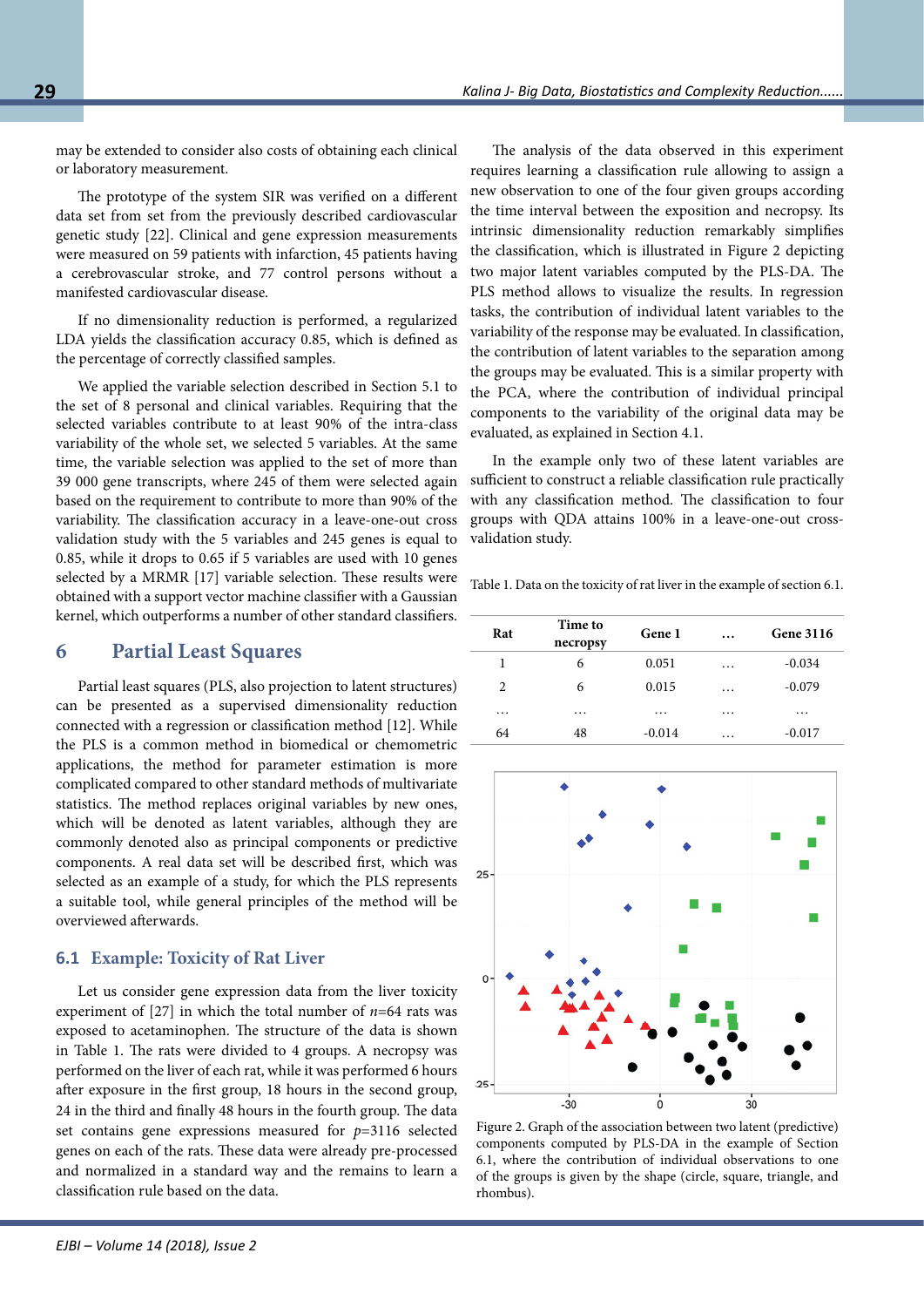may be extended to consider also costs of obtaining each clinical or laboratory measurement.

The prototype of the system SIR was verified on a different data set from set from the previously described cardiovascular genetic study [22]. Clinical and gene expression measurements were measured on 59 patients with infarction, 45 patients having a cerebrovascular stroke, and 77 control persons without a manifested cardiovascular disease.

If no dimensionality reduction is performed, a regularized LDA yields the classification accuracy 0.85, which is defined as the percentage of correctly classified samples.

We applied the variable selection described in Section 5.1 to the set of 8 personal and clinical variables. Requiring that the selected variables contribute to at least 90% of the intra-class variability of the whole set, we selected 5 variables. At the same time, the variable selection was applied to the set of more than 39 000 gene transcripts, where 245 of them were selected again based on the requirement to contribute to more than 90% of the variability. The classification accuracy in a leave-one-out cross validation study with the 5 variables and 245 genes is equal to 0.85, while it drops to 0.65 if 5 variables are used with 10 genes selected by a MRMR [17] variable selection. These results were obtained with a support vector machine classifier with a Gaussian kernel, which outperforms a number of other standard classifiers.

# 6 Partial Least Squares

Partial least squares (PLS, also projection to latent structures) can be presented as a supervised dimensionality reduction connected with a regression or classification method [12]. While the PLS is a common method in biomedical or chemometric applications, the method for parameter estimation is more complicated compared to other standard methods of multivariate statistics. The method replaces original variables by new ones, which will be denoted as latent variables, although they are commonly denoted also as principal components or predictive components. A real data set will be described first, which was selected as an example of a study, for which the PLS represents a suitable tool, while general principles of the method will be overviewed afterwards.

## 6.1 Example: Toxicity of Rat Liver

Let us consider gene expression data from the liver toxicity experiment of [27] in which the total number of $n$=64 rats was exposed to acetaminophen. The structure of the data is shown in Table 1. The rats were divided to 4 groups. A necropsy was performed on the liver of each rat, while it was performed 6 hours after exposure in the first group, 18 hours in the second group, 24 in the third and finally 48 hours in the fourth group. The data set contains gene expressions measured for $p$=3116 selected genes on each of the rats. These data were already pre-processed and normalized in a standard way and the remains to learn a classification rule based on the data.

The analysis of the data observed in this experiment requires learning a classification rule allowing to assign a new observation to one of the four given groups according the time interval between the exposition and necropsy. Its intrinsic dimensionality reduction remarkably simplifies the classification, which is illustrated in Figure 2 depicting two major latent variables computed by the PLS-DA. The PLS method allows to visualize the results. In regression tasks, the contribution of individual latent variables to the variability of the response may be evaluated. In classification, the contribution of latent variables to the separation among the groups may be evaluated. This is a similar property with the PCA, where the contribution of individual principal components to the variability of the original data may be evaluated, as explained in Section 4.1.

In the example only two of these latent variables are sufficient to construct a reliable classification rule practically with any classification method. The classification to four groups with QDA attains 100% in a leave-one-out cross-validation study.

Table 1. Data on the toxicity of rat liver in the example of section 6.1.

| Rat | Time to necropsy | Gene 1 | … | Gene 3116 |
|---|---|---|---|---|
| 1 | 6 | 0.051 | … | -0.034 |
| 2 | 6 | 0.015 | … | -0.079 |
| … | … | … | … | … |
| 64 | 48 | -0.014 | … | -0.017 |

Figure 2. Graph of the association between two latent (predictive) components computed by PLS-DA in the example of Section 6.1, where the contribution of individual observations to one of the groups is given by the shape (circle, square, triangle, and rhombus).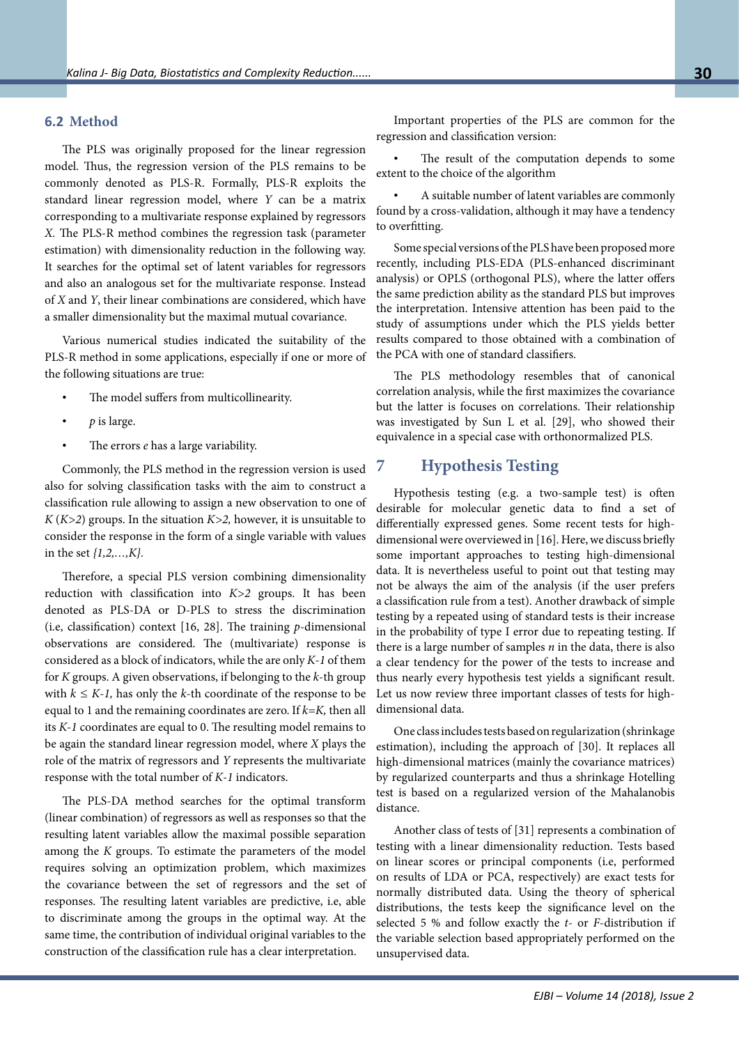### 6.2 Method

The PLS was originally proposed for the linear regression model. Thus, the regression version of the PLS remains to be commonly denoted as PLS-R. Formally, PLS-R exploits the standard linear regression model, where $Y$ can be a matrix corresponding to a multivariate response explained by regressors $X$. The PLS-R method combines the regression task (parameter estimation) with dimensionality reduction in the following way. It searches for the optimal set of latent variables for regressors and also an analogous set for the multivariate response. Instead of $X$ and $Y$, their linear combinations are considered, which have a smaller dimensionality but the maximal mutual covariance.

Various numerical studies indicated the suitability of the PLS-R method in some applications, especially if one or more of the following situations are true:

- The model suffers from multicollinearity.
- $p$ is large.
- The errors $e$ has a large variability.

Commonly, the PLS method in the regression version is used also for solving classification tasks with the aim to construct a classification rule allowing to assign a new observation to one of $K$ ($K>2$) groups. In the situation $K>2$, however, it is unsuitable to consider the response in the form of a single variable with values in the set $\{1,2,\ldots,K\}$.

Therefore, a special PLS version combining dimensionality reduction with classification into $K>2$ groups. It has been denoted as PLS-DA or D-PLS to stress the discrimination (i.e, classification) context [16, 28]. The training $p$-dimensional observations are considered. The (multivariate) response is considered as a block of indicators, while the are only $K$-$1$ of them for $K$ groups. A given observations, if belonging to the $k$-th group with $k \leq K$-$1$, has only the $k$-th coordinate of the response to be equal to 1 and the remaining coordinates are zero. If $k$=$K$, then all its $K$-$1$ coordinates are equal to 0. The resulting model remains to be again the standard linear regression model, where $X$ plays the role of the matrix of regressors and $Y$ represents the multivariate response with the total number of $K$-$1$ indicators.

The PLS-DA method searches for the optimal transform (linear combination) of regressors as well as responses so that the resulting latent variables allow the maximal possible separation among the $K$ groups. To estimate the parameters of the model requires solving an optimization problem, which maximizes the covariance between the set of regressors and the set of responses. The resulting latent variables are predictive, i.e, able to discriminate among the groups in the optimal way. At the same time, the contribution of individual original variables to the construction of the classification rule has a clear interpretation.

Important properties of the PLS are common for the regression and classification version:

- The result of the computation depends to some extent to the choice of the algorithm
- A suitable number of latent variables are commonly found by a cross-validation, although it may have a tendency to overfitting.

Some special versions of the PLS have been proposed more recently, including PLS-EDA (PLS-enhanced discriminant analysis) or OPLS (orthogonal PLS), where the latter offers the same prediction ability as the standard PLS but improves the interpretation. Intensive attention has been paid to the study of assumptions under which the PLS yields better results compared to those obtained with a combination of the PCA with one of standard classifiers.

The PLS methodology resembles that of canonical correlation analysis, while the first maximizes the covariance but the latter is focuses on correlations. Their relationship was investigated by Sun L et al. [29], who showed their equivalence in a special case with orthonormalized PLS.

## 7 Hypothesis Testing

Hypothesis testing (e.g. a two-sample test) is often desirable for molecular genetic data to find a set of differentially expressed genes. Some recent tests for high-dimensional were overviewed in [16]. Here, we discuss briefly some important approaches to testing high-dimensional data. It is nevertheless useful to point out that testing may not be always the aim of the analysis (if the user prefers a classification rule from a test). Another drawback of simple testing by a repeated using of standard tests is their increase in the probability of type I error due to repeating testing. If there is a large number of samples $n$ in the data, there is also a clear tendency for the power of the tests to increase and thus nearly every hypothesis test yields a significant result. Let us now review three important classes of tests for high-dimensional data.

One class includes tests based on regularization (shrinkage estimation), including the approach of [30]. It replaces all high-dimensional matrices (mainly the covariance matrices) by regularized counterparts and thus a shrinkage Hotelling test is based on a regularized version of the Mahalanobis distance.

Another class of tests of [31] represents a combination of testing with a linear dimensionality reduction. Tests based on linear scores or principal components (i.e, performed on results of LDA or PCA, respectively) are exact tests for normally distributed data. Using the theory of spherical distributions, the tests keep the significance level on the selected 5 % and follow exactly the $t$- or $F$-distribution if the variable selection based appropriately performed on the unsupervised data.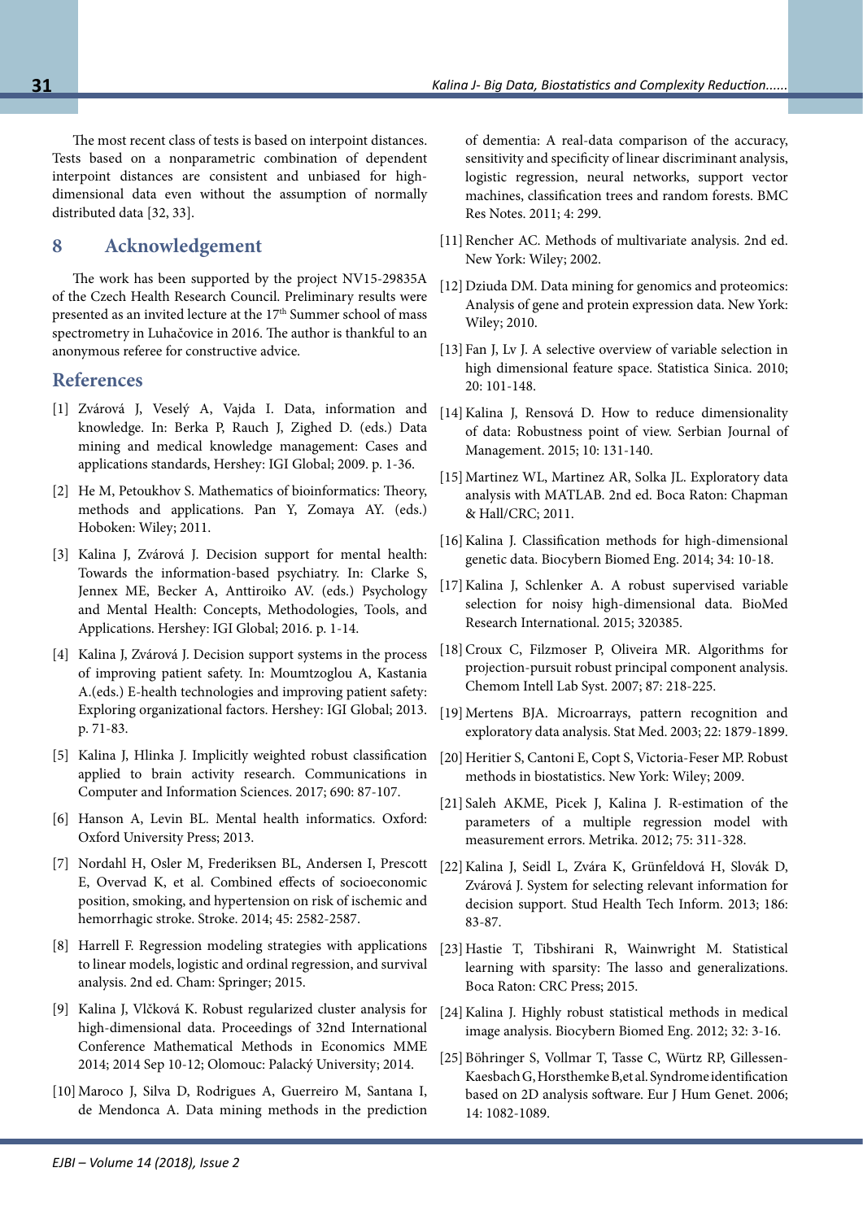The most recent class of tests is based on interpoint distances. Tests based on a nonparametric combination of dependent interpoint distances are consistent and unbiased for high-dimensional data even without the assumption of normally distributed data [32, 33].

## 8 Acknowledgement

The work has been supported by the project NV15-29835A of the Czech Health Research Council. Preliminary results were presented as an invited lecture at the 17th Summer school of mass spectrometry in Luhačovice in 2016. The author is thankful to an anonymous referee for constructive advice.

## References

[1] Zvárová J, Veselý A, Vajda I. Data, information and knowledge. In: Berka P, Rauch J, Zighed D. (eds.) Data mining and medical knowledge management: Cases and applications standards, Hershey: IGI Global; 2009. p. 1-36.

[2] He M, Petoukhov S. Mathematics of bioinformatics: Theory, methods and applications. Pan Y, Zomaya AY. (eds.) Hoboken: Wiley; 2011.

[3] Kalina J, Zvárová J. Decision support for mental health: Towards the information-based psychiatry. In: Clarke S, Jennex ME, Becker A, Anttiroiko AV. (eds.) Psychology and Mental Health: Concepts, Methodologies, Tools, and Applications. Hershey: IGI Global; 2016. p. 1-14.

[4] Kalina J, Zvárová J. Decision support systems in the process of improving patient safety. In: Moumtzoglou A, Kastania A.(eds.) E-health technologies and improving patient safety: Exploring organizational factors. Hershey: IGI Global; 2013. p. 71-83.

[5] Kalina J, Hlinka J. Implicitly weighted robust classification applied to brain activity research. Communications in Computer and Information Sciences. 2017; 690: 87-107.

[6] Hanson A, Levin BL. Mental health informatics. Oxford: Oxford University Press; 2013.

[7] Nordahl H, Osler M, Frederiksen BL, Andersen I, Prescott E, Overvad K, et al. Combined effects of socioeconomic position, smoking, and hypertension on risk of ischemic and hemorrhagic stroke. Stroke. 2014; 45: 2582-2587.

[8] Harrell F. Regression modeling strategies with applications to linear models, logistic and ordinal regression, and survival analysis. 2nd ed. Cham: Springer; 2015.

[9] Kalina J, Vlčková K. Robust regularized cluster analysis for high-dimensional data. Proceedings of 32nd International Conference Mathematical Methods in Economics MME 2014; 2014 Sep 10-12; Olomouc: Palacký University; 2014.

[10] Maroco J, Silva D, Rodrigues A, Guerreiro M, Santana I, de Mendonca A. Data mining methods in the prediction of dementia: A real-data comparison of the accuracy, sensitivity and specificity of linear discriminant analysis, logistic regression, neural networks, support vector machines, classification trees and random forests. BMC Res Notes. 2011; 4: 299.

[11] Rencher AC. Methods of multivariate analysis. 2nd ed. New York: Wiley; 2002.

[12] Dziuda DM. Data mining for genomics and proteomics: Analysis of gene and protein expression data. New York: Wiley; 2010.

[13] Fan J, Lv J. A selective overview of variable selection in high dimensional feature space. Statistica Sinica. 2010; 20: 101-148.

[14] Kalina J, Rensová D. How to reduce dimensionality of data: Robustness point of view. Serbian Journal of Management. 2015; 10: 131-140.

[15] Martinez WL, Martinez AR, Solka JL. Exploratory data analysis with MATLAB. 2nd ed. Boca Raton: Chapman & Hall/CRC; 2011.

[16] Kalina J. Classification methods for high-dimensional genetic data. Biocybern Biomed Eng. 2014; 34: 10-18.

[17] Kalina J, Schlenker A. A robust supervised variable selection for noisy high-dimensional data. BioMed Research International. 2015; 320385.

[18] Croux C, Filzmoser P, Oliveira MR. Algorithms for projection-pursuit robust principal component analysis. Chemom Intell Lab Syst. 2007; 87: 218-225.

[19] Mertens BJA. Microarrays, pattern recognition and exploratory data analysis. Stat Med. 2003; 22: 1879-1899.

[20] Heritier S, Cantoni E, Copt S, Victoria-Feser MP. Robust methods in biostatistics. New York: Wiley; 2009.

[21] Saleh AKME, Picek J, Kalina J. R-estimation of the parameters of a multiple regression model with measurement errors. Metrika. 2012; 75: 311-328.

[22] Kalina J, Seidl L, Zvára K, Grünfeldová H, Slovák D, Zvárová J. System for selecting relevant information for decision support. Stud Health Tech Inform. 2013; 186: 83-87.

[23] Hastie T, Tibshirani R, Wainwright M. Statistical learning with sparsity: The lasso and generalizations. Boca Raton: CRC Press; 2015.

[24] Kalina J. Highly robust statistical methods in medical image analysis. Biocybern Biomed Eng. 2012; 32: 3-16.

[25] Böhringer S, Vollmar T, Tasse C, Würtz RP, Gillessen-Kaesbach G, Horsthemke B, et al. Syndrome identification based on 2D analysis software. Eur J Hum Genet. 2006; 14: 1082-1089.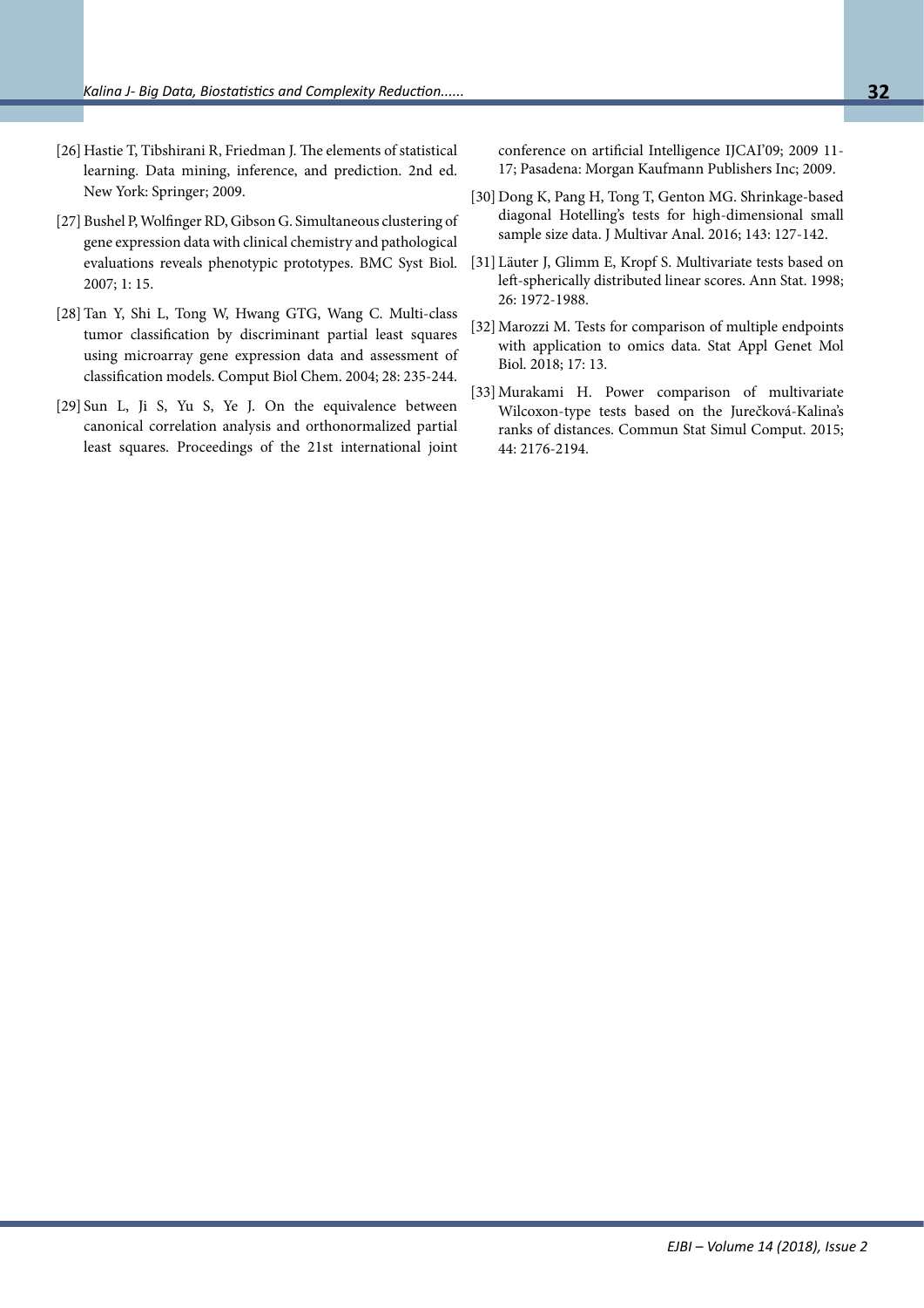[26] Hastie T, Tibshirani R, Friedman J. The elements of statistical learning. Data mining, inference, and prediction. 2nd ed. New York: Springer; 2009.

[27] Bushel P, Wolfinger RD, Gibson G. Simultaneous clustering of gene expression data with clinical chemistry and pathological evaluations reveals phenotypic prototypes. BMC Syst Biol. 2007; 1: 15.

[28] Tan Y, Shi L, Tong W, Hwang GTG, Wang C. Multi-class tumor classification by discriminant partial least squares using microarray gene expression data and assessment of classification models. Comput Biol Chem. 2004; 28: 235-244.

[29] Sun L, Ji S, Yu S, Ye J. On the equivalence between canonical correlation analysis and orthonormalized partial least squares. Proceedings of the 21st international joint conference on artificial Intelligence IJCAI'09; 2009 11-17; Pasadena: Morgan Kaufmann Publishers Inc; 2009.

[30] Dong K, Pang H, Tong T, Genton MG. Shrinkage-based diagonal Hotelling's tests for high-dimensional small sample size data. J Multivar Anal. 2016; 143: 127-142.

[31] Läuter J, Glimm E, Kropf S. Multivariate tests based on left-spherically distributed linear scores. Ann Stat. 1998; 26: 1972-1988.

[32] Marozzi M. Tests for comparison of multiple endpoints with application to omics data. Stat Appl Genet Mol Biol. 2018; 17: 13.

[33] Murakami H. Power comparison of multivariate Wilcoxon-type tests based on the Jurečková-Kalina's ranks of distances. Commun Stat Simul Comput. 2015; 44: 2176-2194.